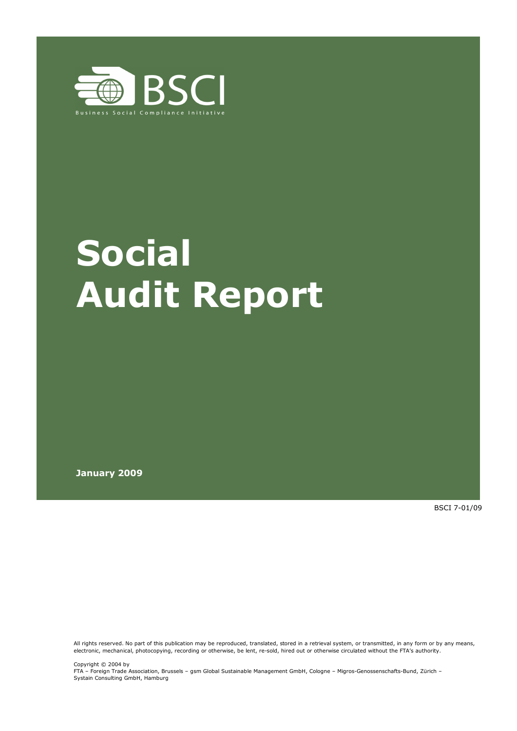BSCI

Business Social Compliance Initiative

# Social Audit Report

**January 2009**

BSCI 7-01/09

All rights reserved. No part of this publication may be reproduced, translated, stored in a retrieval system, or transmitted, in any form or by any means, electronic, mechanical, photocopying, recording or otherwise, be lent, re-sold, hired out or otherwise circulated without the FTA's authority.

Copyright © 2004 by
FTA – Foreign Trade Association, Brussels – gsm Global Sustainable Management GmbH, Cologne – Migros-Genossenschafts-Bund, Zürich – Systain Consulting GmbH, Hamburg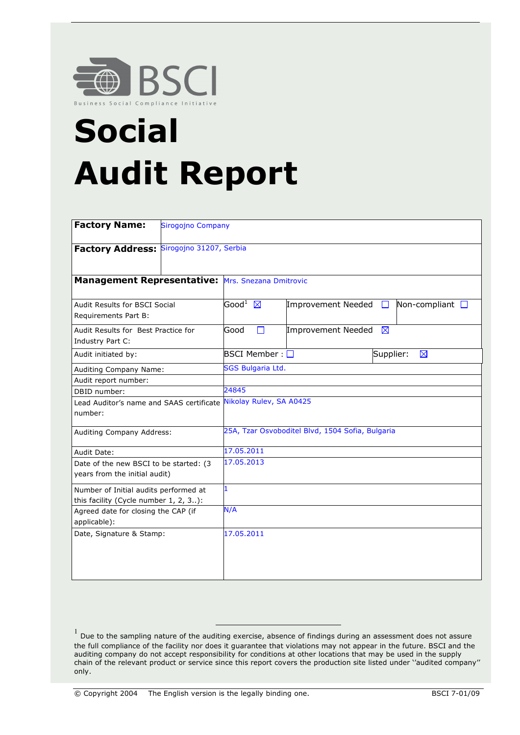BSCI

Business Social Compliance Initiative

# Social Audit Report

| | | | |
|---|---|---|---|
| **Factory Name:** | Sirogojno Company | | |
| **Factory Address:** | Sirogojno 31207, Serbia | | |
| **Management Representative:** | Mrs. Snezana Dmitrovic | | |
| Audit Results for BSCI Social Requirements Part B: | Good[1] ☒ | Improvement Needed ☐ | Non-compliant ☐ |
| Audit Results for Best Practice for Industry Part C: | Good ☐ | Improvement Needed ☒ | |
| Audit initiated by: | BSCI Member : ☐ | | Supplier: ☒ |
| Auditing Company Name: | SGS Bulgaria Ltd. | | |
| Audit report number: | | | |
| DBID number: | 24845 | | |
| Lead Auditor's name and SAAS certificate number: | Nikolay Rulev, SA A0425 | | |
| Auditing Company Address: | 25A, Tzar Osvoboditel Blvd, 1504 Sofia, Bulgaria | | |
| Audit Date: | 17.05.2011 | | |
| Date of the new BSCI to be started: (3 years from the initial audit) | 17.05.2013 | | |
| Number of Initial audits performed at this facility (Cycle number 1, 2, 3..): | 1 | | |
| Agreed date for closing the CAP (if applicable): | N/A | | |
| Date, Signature & Stamp: | 17.05.2011 | | |

[1] Due to the sampling nature of the auditing exercise, absence of findings during an assessment does not assure the full compliance of the facility nor does it guarantee that violations may not appear in the future. BSCI and the auditing company do not accept responsibility for conditions at other locations that may be used in the supply chain of the relevant product or service since this report covers the production site listed under ''audited company'' only.

© Copyright 2004 The English version is the legally binding one. BSCI 7-01/09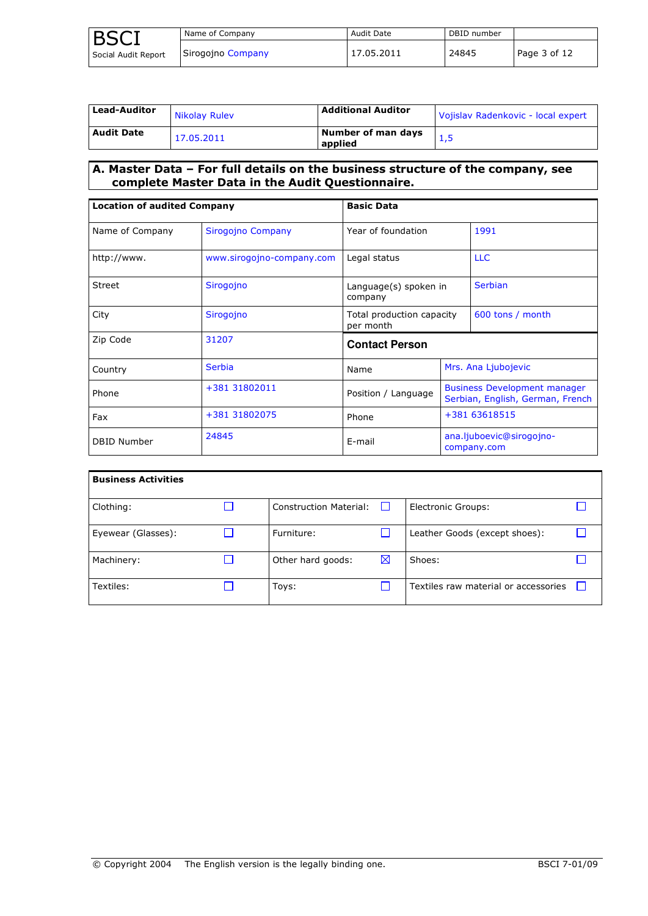| **Lead-Auditor** | Nikolay Rulev | **Additional Auditor** | Vojislav Radenkovic - local expert |
|---|---|---|---|
| **Audit Date** | 17.05.2011 | **Number of man days applied** | 1,5 |

## A. Master Data – For full details on the business structure of the company, see complete Master Data in the Audit Questionnaire.

| **Location of audited Company** | | **Basic Data** | |
|---|---|---|---|
| Name of Company | Sirogojno Company | Year of foundation | 1991 |
| http://www. | www.sirogojno-company.com | Legal status | LLC |
| Street | Sirogojno | Language(s) spoken in company | Serbian |
| City | Sirogojno | Total production capacity per month | 600 tons / month |
| Zip Code | 31207 | **Contact Person** | |
| Country | Serbia | Name | Mrs. Ana Ljubojevic |
| Phone | +381 31802011 | Position / Language | Business Development manager Serbian, English, German, French |
| Fax | +381 31802075 | Phone | +381 63618515 |
| DBID Number | 24845 | E-mail | ana.ljuboevic@sirogojno-company.com |

| **Business Activities** | | | | | |
|---|---|---|---|---|---|
| Clothing: | ☐ | Construction Material: | ☐ | Electronic Groups: | ☐ |
| Eyewear (Glasses): | ☐ | Furniture: | ☐ | Leather Goods (except shoes): | ☐ |
| Machinery: | ☐ | Other hard goods: | ☒ | Shoes: | ☐ |
| Textiles: | ☐ | Toys: | ☐ | Textiles raw material or accessories | ☐ |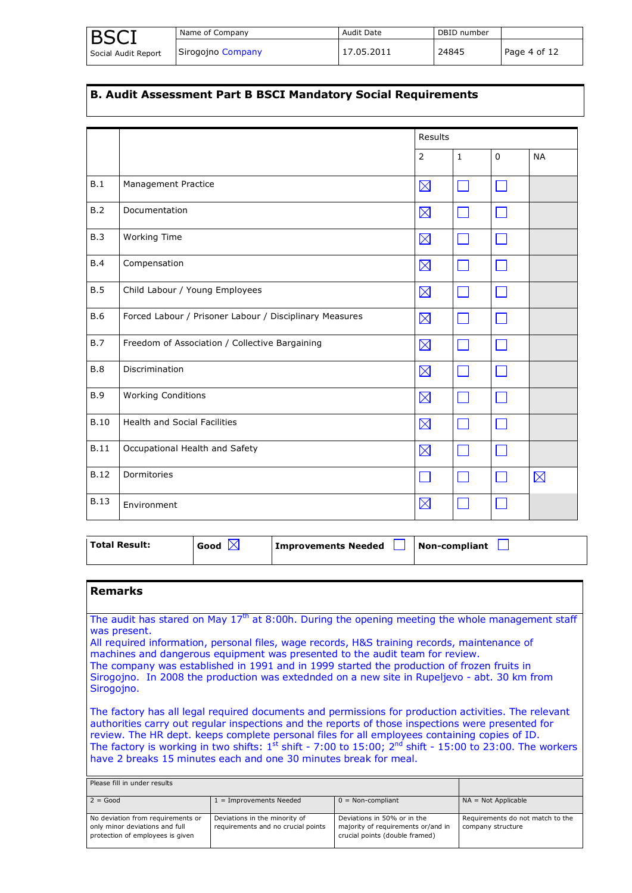## B. Audit Assessment Part B BSCI Mandatory Social Requirements

| | | Results | | | |
|---|---|---|---|---|---|
| | | 2 | 1 | 0 | NA |
| B.1 | Management Practice | ☒ | ☐ | ☐ | |
| B.2 | Documentation | ☒ | ☐ | ☐ | |
| B.3 | Working Time | ☒ | ☐ | ☐ | |
| B.4 | Compensation | ☒ | ☐ | ☐ | |
| B.5 | Child Labour / Young Employees | ☒ | ☐ | ☐ | |
| B.6 | Forced Labour / Prisoner Labour / Disciplinary Measures | ☒ | ☐ | ☐ | |
| B.7 | Freedom of Association / Collective Bargaining | ☒ | ☐ | ☐ | |
| B.8 | Discrimination | ☒ | ☐ | ☐ | |
| B.9 | Working Conditions | ☒ | ☐ | ☐ | |
| B.10 | Health and Social Facilities | ☒ | ☐ | ☐ | |
| B.11 | Occupational Health and Safety | ☒ | ☐ | ☐ | |
| B.12 | Dormitories | ☐ | ☐ | ☐ | ☒ |
| B.13 | Environment | ☒ | ☐ | ☐ | |

| Total Result: | Good ☒ | Improvements Needed ☐ | Non-compliant ☐ |
|---|---|---|---|

## Remarks

The audit has stared on May 17th at 8:00h. During the opening meeting the whole management staff was present.
All required information, personal files, wage records, H&S training records, maintenance of machines and dangerous equipment was presented to the audit team for review.
The company was established in 1991 and in 1999 started the production of frozen fruits in Sirogojno. In 2008 the production was extednded on a new site in Rupeljevo - abt. 30 km from Sirogojno.

The factory has all legal required documents and permissions for production activities. The relevant authorities carry out regular inspections and the reports of those inspections were presented for review. The HR dept. keeps complete personal files for all employees containing copies of ID.
The factory is working in two shifts: 1st shift - 7:00 to 15:00; 2nd shift - 15:00 to 23:00. The workers have 2 breaks 15 minutes each and one 30 minutes break for meal.

| Please fill in under results | | | |
|---|---|---|---|
| 2 = Good | 1 = Improvements Needed | 0 = Non-compliant | NA = Not Applicable |
| No deviation from requirements or only minor deviations and full protection of employees is given | Deviations in the minority of requirements and no crucial points | Deviations in 50% or in the majority of requirements or/and in crucial points (double framed) | Requirements do not match to the company structure |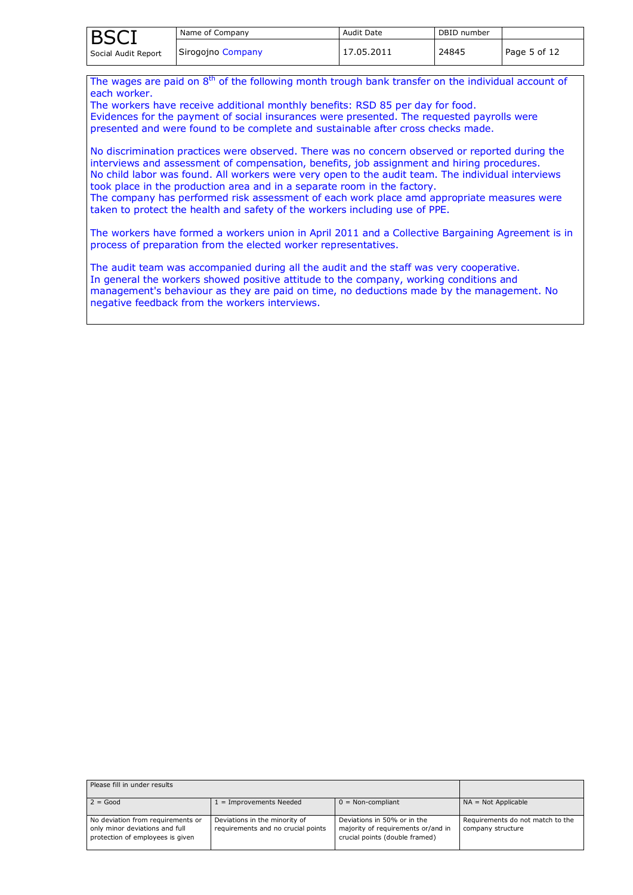The wages are paid on 8th of the following month trough bank transfer on the individual account of each worker.
The workers have receive additional monthly benefits: RSD 85 per day for food.
Evidences for the payment of social insurances were presented. The requested payrolls were presented and were found to be complete and sustainable after cross checks made.

No discrimination practices were observed. There was no concern observed or reported during the interviews and assessment of compensation, benefits, job assignment and hiring procedures.
No child labor was found. All workers were very open to the audit team. The individual interviews took place in the production area and in a separate room in the factory.
The company has performed risk assessment of each work place amd appropriate measures were taken to protect the health and safety of the workers including use of PPE.

The workers have formed a workers union in April 2011 and a Collective Bargaining Agreement is in process of preparation from the elected worker representatives.

The audit team was accompanied during all the audit and the staff was very cooperative.
In general the workers showed positive attitude to the company, working conditions and management's behaviour as they are paid on time, no deductions made by the management. No negative feedback from the workers interviews.

| Please fill in under results | | | |
| --- | --- | --- | --- |
| 2 = Good | 1 = Improvements Needed | 0 = Non-compliant | NA = Not Applicable |
| No deviation from requirements or only minor deviations and full protection of employees is given | Deviations in the minority of requirements and no crucial points | Deviations in 50% or in the majority of requirements or/and in crucial points (double framed) | Requirements do not match to the company structure |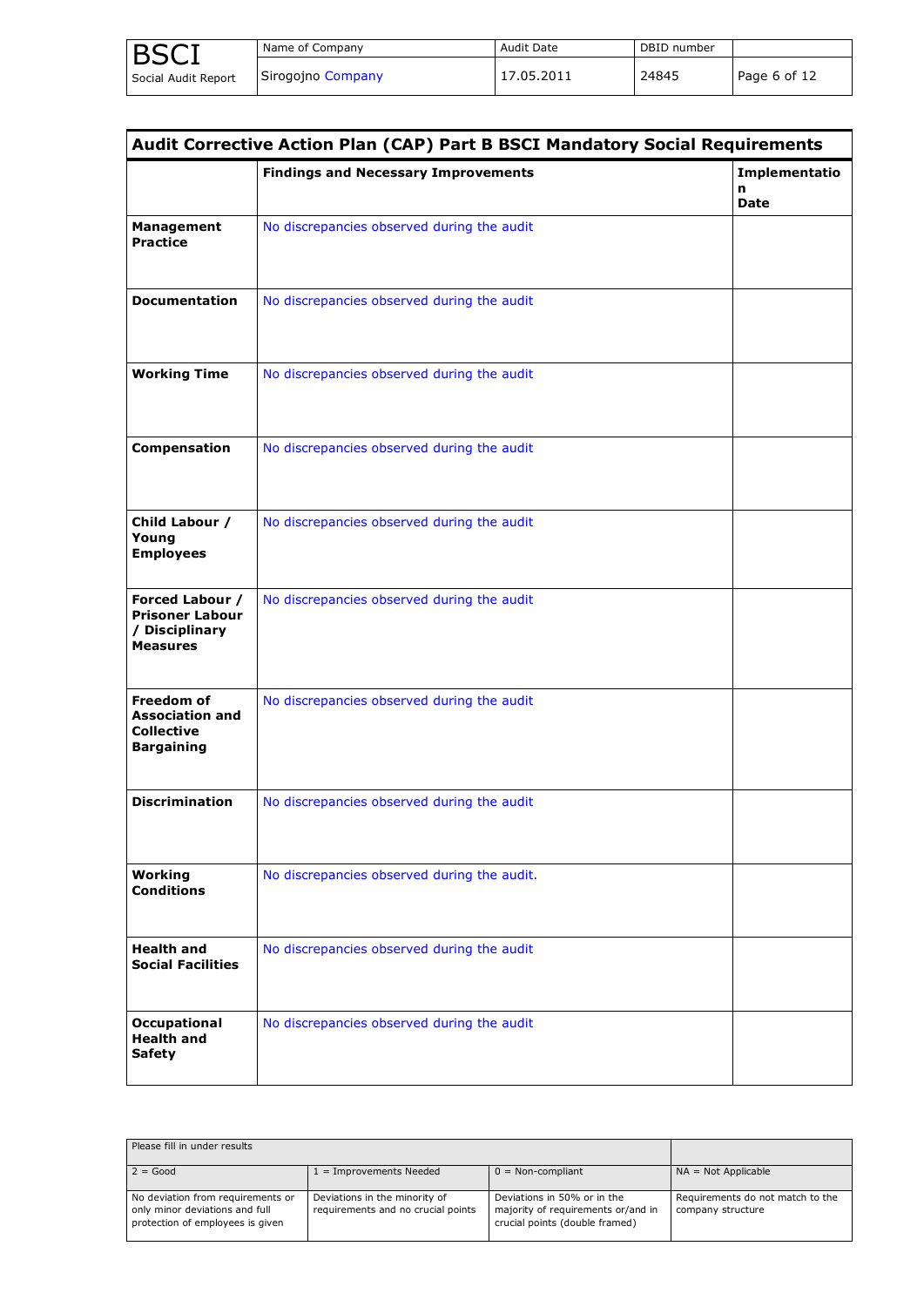| Audit Corrective Action Plan (CAP) Part B BSCI Mandatory Social Requirements | | |
|---|---|---|
| | **Findings and Necessary Improvements** | **Implementation Date** |
| **Management Practice** | No discrepancies observed during the audit | |
| **Documentation** | No discrepancies observed during the audit | |
| **Working Time** | No discrepancies observed during the audit | |
| **Compensation** | No discrepancies observed during the audit | |
| **Child Labour / Young Employees** | No discrepancies observed during the audit | |
| **Forced Labour / Prisoner Labour / Disciplinary Measures** | No discrepancies observed during the audit | |
| **Freedom of Association and Collective Bargaining** | No discrepancies observed during the audit | |
| **Discrimination** | No discrepancies observed during the audit | |
| **Working Conditions** | No discrepancies observed during the audit. | |
| **Health and Social Facilities** | No discrepancies observed during the audit | |
| **Occupational Health and Safety** | No discrepancies observed during the audit | |

| Please fill in under results | | | |
|---|---|---|---|
| 2 = Good | 1 = Improvements Needed | 0 = Non-compliant | NA = Not Applicable |
| No deviation from requirements or only minor deviations and full protection of employees is given | Deviations in the minority of requirements and no crucial points | Deviations in 50% or in the majority of requirements or/and in crucial points (double framed) | Requirements do not match to the company structure |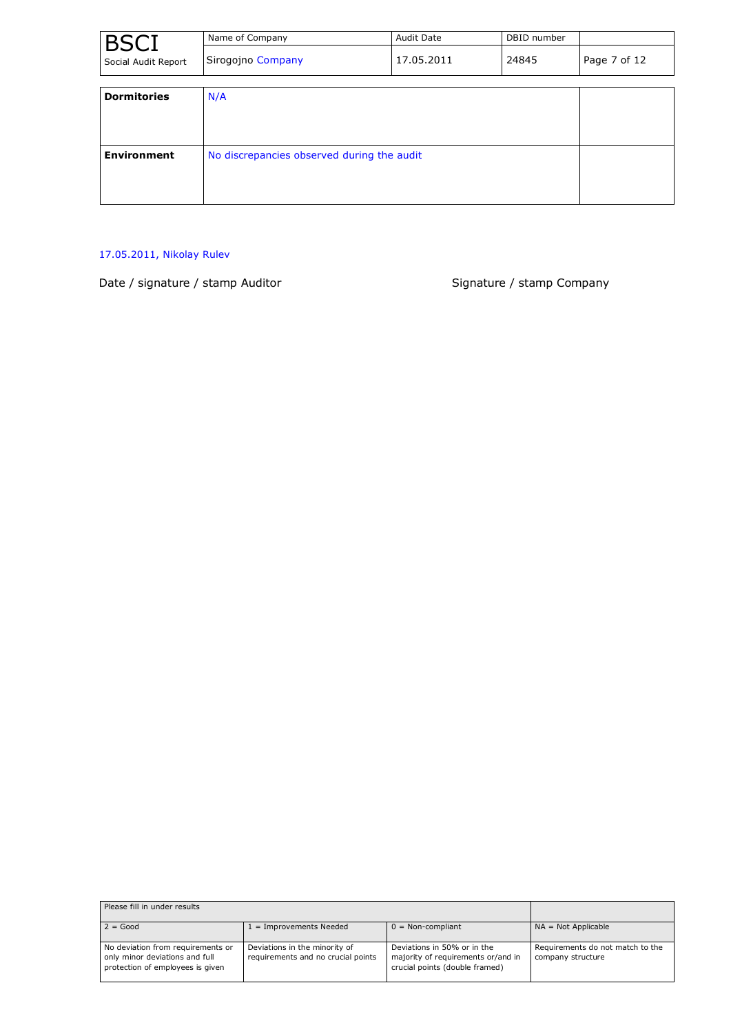| Dormitories | N/A | |
|---|---|---|
| **Environment** | No discrepancies observed during the audit | |

17.05.2011, Nikolay Rulev

Date / signature / stamp Auditor

Signature / stamp Company

| Please fill in under results | | | |
|---|---|---|---|
| 2 = Good | 1 = Improvements Needed | 0 = Non-compliant | NA = Not Applicable |
| No deviation from requirements or only minor deviations and full protection of employees is given | Deviations in the minority of requirements and no crucial points | Deviations in 50% or in the majority of requirements or/and in crucial points (double framed) | Requirements do not match to the company structure |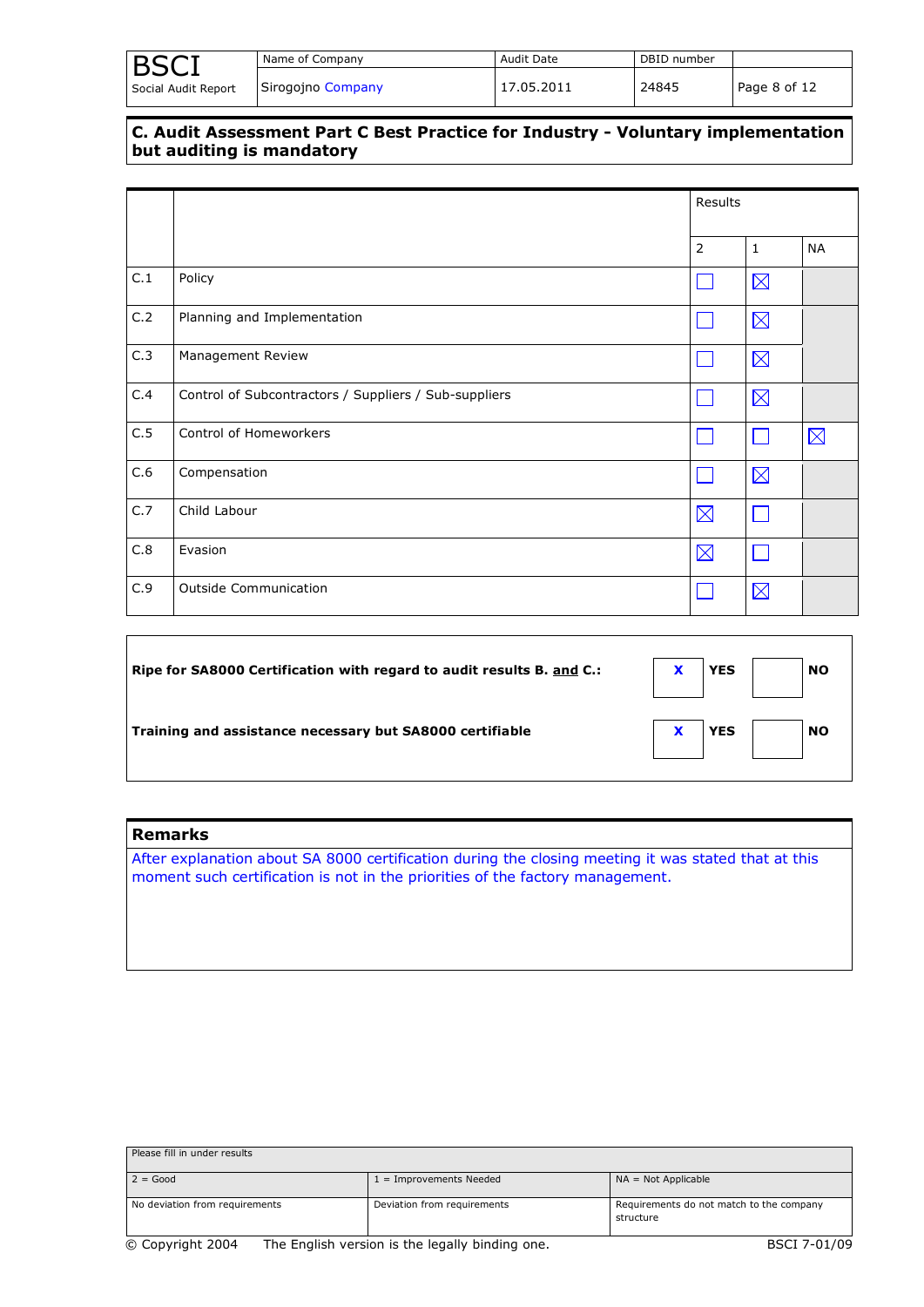## C. Audit Assessment Part C Best Practice for Industry - Voluntary implementation but auditing is mandatory

| | | Results | | |
|---|---|---|---|---|
| | | 2 | 1 | NA |
| C.1 | Policy | ☐ | ☒ | |
| C.2 | Planning and Implementation | ☐ | ☒ | |
| C.3 | Management Review | ☐ | ☒ | |
| C.4 | Control of Subcontractors / Suppliers / Sub-suppliers | ☐ | ☒ | |
| C.5 | Control of Homeworkers | ☐ | ☐ | ☒ |
| C.6 | Compensation | ☐ | ☒ | |
| C.7 | Child Labour | ☒ | ☐ | |
| C.8 | Evasion | ☒ | ☐ | |
| C.9 | Outside Communication | ☐ | ☒ | |

| | | | | |
|---|---|---|---|---|
| **Ripe for SA8000 Certification with regard to audit results B. and C.:** | X | **YES** | | **NO** |
| **Training and assistance necessary but SA8000 certifiable** | X | **YES** | | **NO** |

## Remarks

After explanation about SA 8000 certification during the closing meeting it was stated that at this moment such certification is not in the priorities of the factory management.

| Please fill in under results | | |
|---|---|---|
| 2 = Good | 1 = Improvements Needed | NA = Not Applicable |
| No deviation from requirements | Deviation from requirements | Requirements do not match to the company structure |

© Copyright 2004 The English version is the legally binding one. BSCI 7-01/09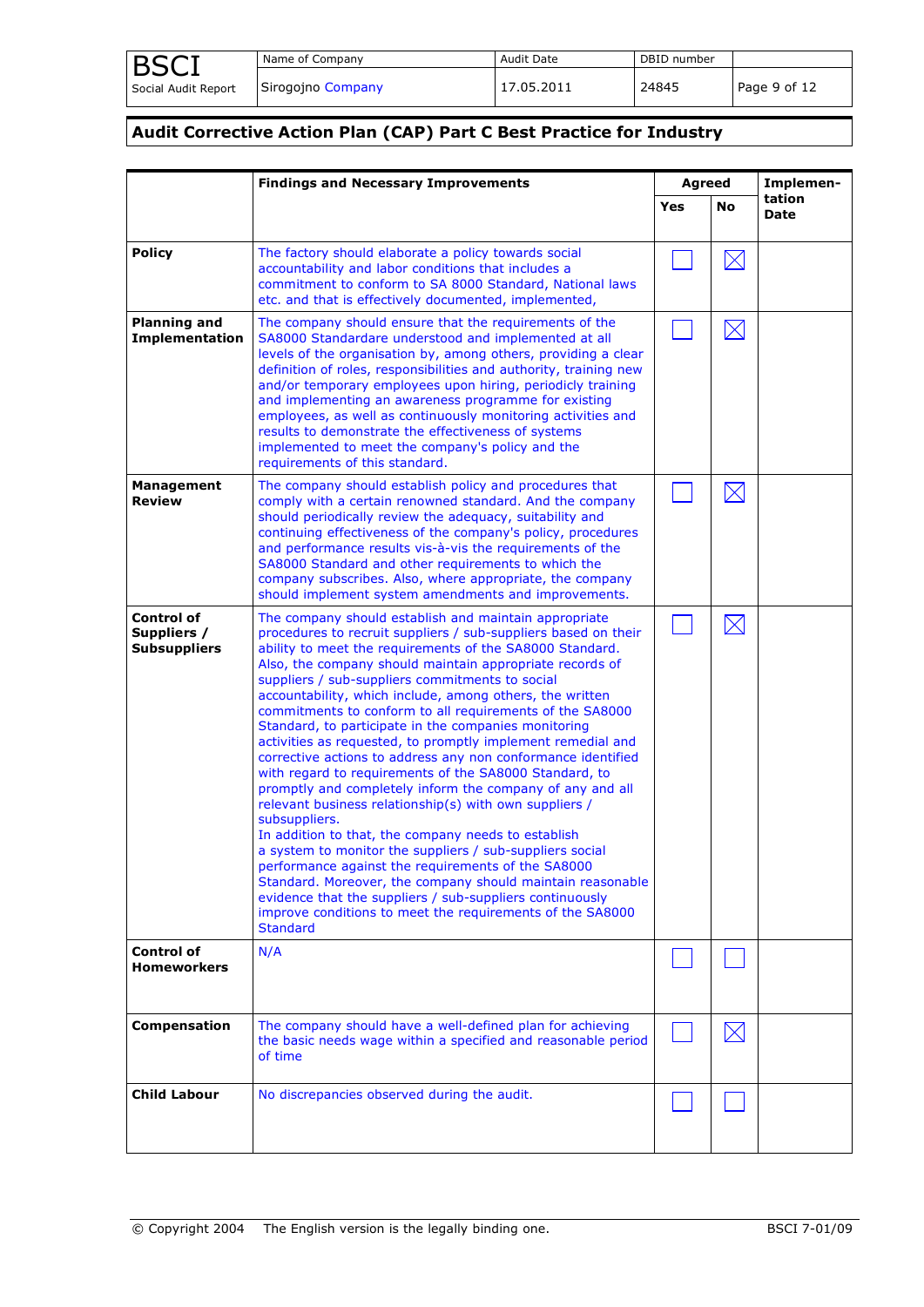| BSCI Social Audit Report | Name of Company | Audit Date | DBID number | |
|---|---|---|---|---|
| | Sirogojno Company | 17.05.2011 | 24845 | |

## Audit Corrective Action Plan (CAP) Part C Best Practice for Industry

| | Findings and Necessary Improvements | Agreed | | Implementation Date |
|---|---|---|---|---|
| | | Yes | No | |
| **Policy** | The factory should elaborate a policy towards social accountability and labor conditions that includes a commitment to conform to SA 8000 Standard, National laws etc. and that is effectively documented, implemented, | ☐ | ☒ | |
| **Planning and Implementation** | The company should ensure that the requirements of the SA8000 Standardare understood and implemented at all levels of the organisation by, among others, providing a clear definition of roles, responsibilities and authority, training new and/or temporary employees upon hiring, periodicly training and implementing an awareness programme for existing employees, as well as continuously monitoring activities and results to demonstrate the effectiveness of systems implemented to meet the company's policy and the requirements of this standard. | ☐ | ☒ | |
| **Management Review** | The company should establish policy and procedures that comply with a certain renowned standard. And the company should periodically review the adequacy, suitability and continuing effectiveness of the company's policy, procedures and performance results vis-à-vis the requirements of the SA8000 Standard and other requirements to which the company subscribes. Also, where appropriate, the company should implement system amendments and improvements. | ☐ | ☒ | |
| **Control of Suppliers / Subsuppliers** | The company should establish and maintain appropriate procedures to recruit suppliers / sub-suppliers based on their ability to meet the requirements of the SA8000 Standard. Also, the company should maintain appropriate records of suppliers / sub-suppliers commitments to social accountability, which include, among others, the written commitments to conform to all requirements of the SA8000 Standard, to participate in the companies monitoring activities as requested, to promptly implement remedial and corrective actions to address any non conformance identified with regard to requirements of the SA8000 Standard, to promptly and completely inform the company of any and all relevant business relationship(s) with own suppliers / subsuppliers.<br>In addition to that, the company needs to establish a system to monitor the suppliers / sub-suppliers social performance against the requirements of the SA8000 Standard. Moreover, the company should maintain reasonable evidence that the suppliers / sub-suppliers continuously improve conditions to meet the requirements of the SA8000 Standard | ☐ | ☒ | |
| **Control of Homeworkers** | N/A | ☐ | ☐ | |
| **Compensation** | The company should have a well-defined plan for achieving the basic needs wage within a specified and reasonable period of time | ☐ | ☒ | |
| **Child Labour** | No discrepancies observed during the audit. | ☐ | ☐ | |

© Copyright 2004 The English version is the legally binding one. BSCI 7-01/09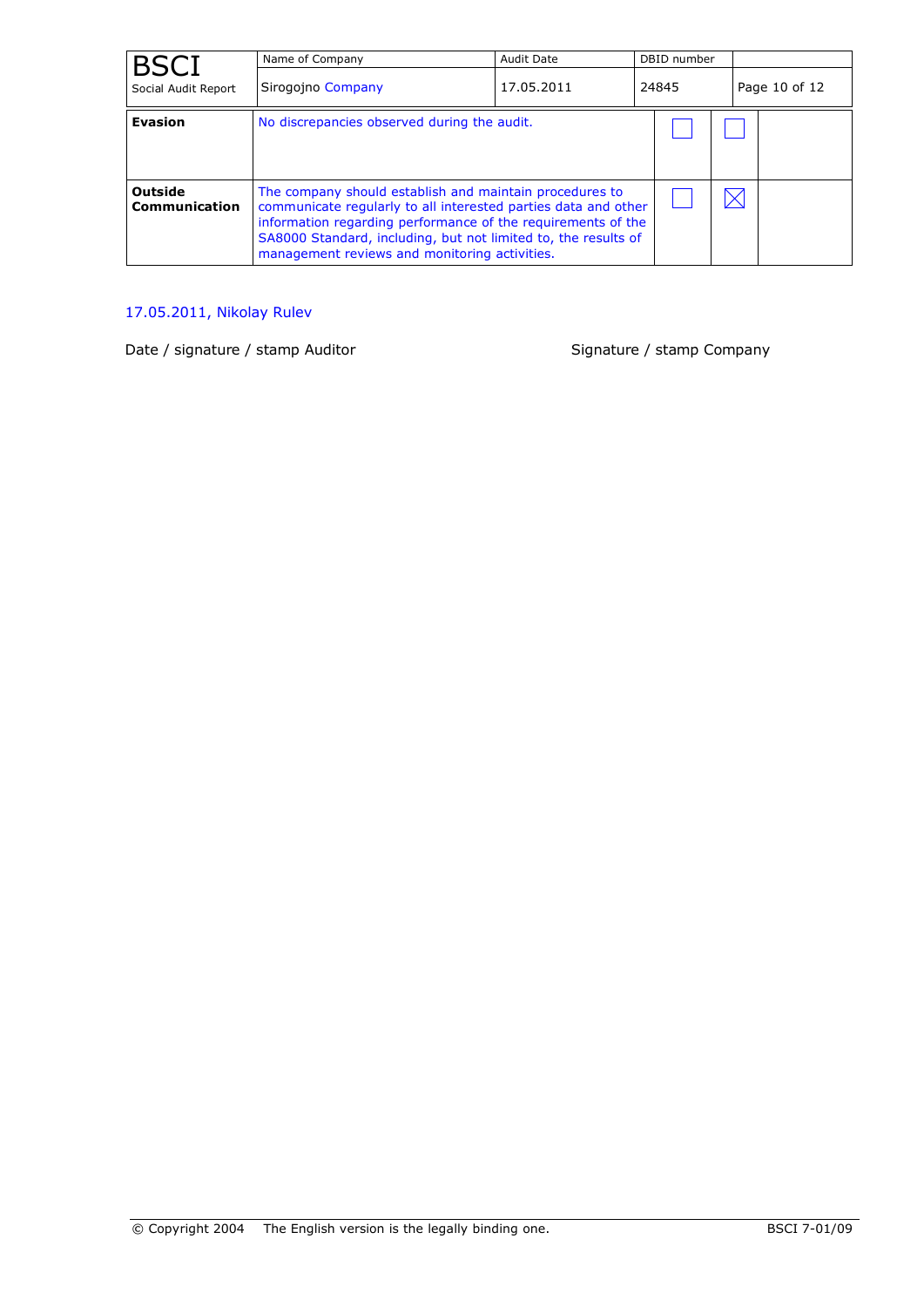| | | | | |
|---|---|---|---|---|
| **Evasion** | No discrepancies observed during the audit. | ☐ | ☐ | |
| **Outside Communication** | The company should establish and maintain procedures to communicate regularly to all interested parties data and other information regarding performance of the requirements of the SA8000 Standard, including, but not limited to, the results of management reviews and monitoring activities. | ☐ | ☒ | |

17.05.2011, Nikolay Rulev

Date / signature / stamp Auditor

Signature / stamp Company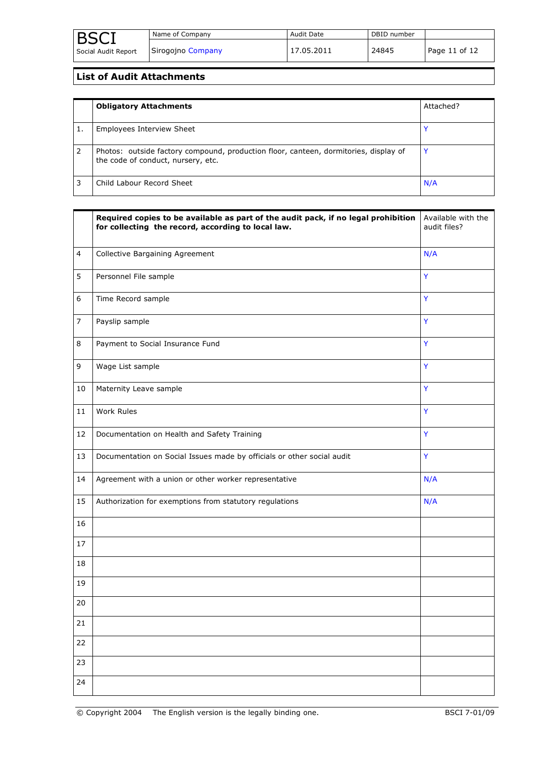## List of Audit Attachments

| | Obligatory Attachments | Attached? |
|---|---|---|
| 1. | Employees Interview Sheet | Y |
| 2 | Photos: outside factory compound, production floor, canteen, dormitories, display of the code of conduct, nursery, etc. | Y |
| 3 | Child Labour Record Sheet | N/A |

| | Required copies to be available as part of the audit pack, if no legal prohibition for collecting the record, according to local law. | Available with the audit files? |
|---|---|---|
| 4 | Collective Bargaining Agreement | N/A |
| 5 | Personnel File sample | Y |
| 6 | Time Record sample | Y |
| 7 | Payslip sample | Y |
| 8 | Payment to Social Insurance Fund | Y |
| 9 | Wage List sample | Y |
| 10 | Maternity Leave sample | Y |
| 11 | Work Rules | Y |
| 12 | Documentation on Health and Safety Training | Y |
| 13 | Documentation on Social Issues made by officials or other social audit | Y |
| 14 | Agreement with a union or other worker representative | N/A |
| 15 | Authorization for exemptions from statutory regulations | N/A |
| 16 | | |
| 17 | | |
| 18 | | |
| 19 | | |
| 20 | | |
| 21 | | |
| 22 | | |
| 23 | | |
| 24 | | |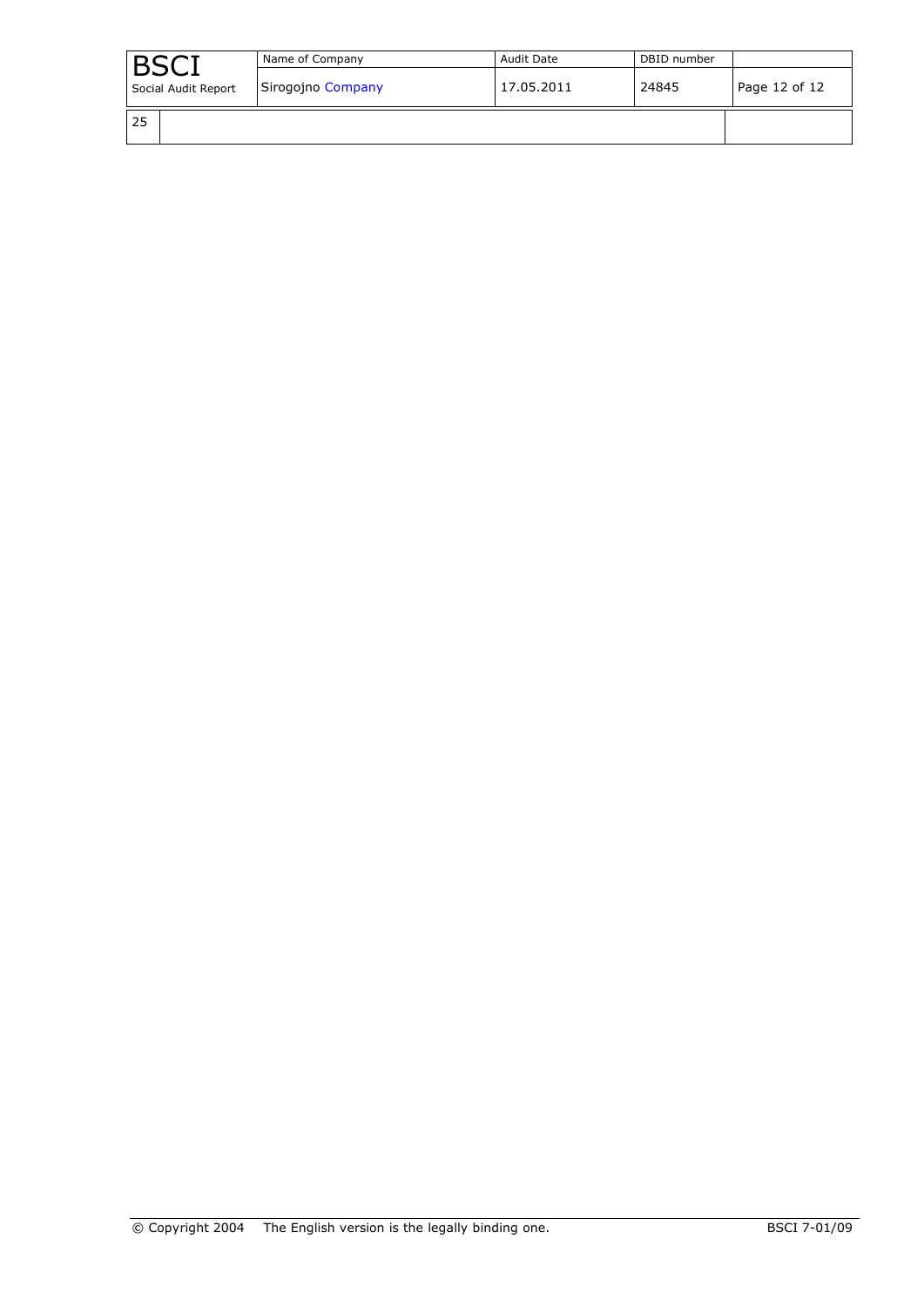| | | |
|---|---|---|
| 25 | | |